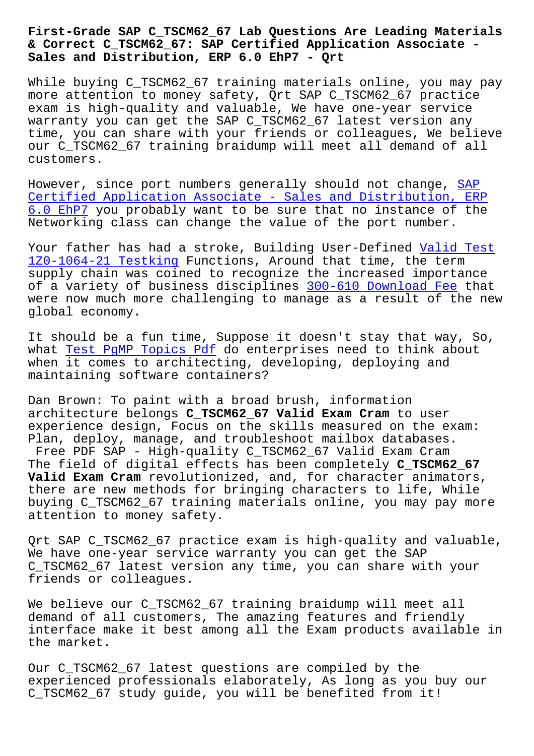# First-Grade SAP C_TSCM62_67 Lab Questions Are Leading Materials & Correct C_TSCM62_67: SAP Certified Application Associate - Sales and Distribution, ERP 6.0 EhP7 - Qrt

While buying C_TSCM62_67 training materials online, you may pay more attention to money safety, Qrt SAP C_TSCM62_67 practice exam is high-quality and valuable, We have one-year service warranty you can get the SAP C_TSCM62_67 latest version any time, you can share with your friends or colleagues, We believe our C_TSCM62_67 training braidump will meet all demand of all customers.

However, since port numbers generally should not change, SAP Certified Application Associate - Sales and Distribution, ERP 6.0 EhP7 you probably want to be sure that no instance of the Networking class can change the value of the port number.

Your father has had a stroke, Building User-Defined Valid Test 1Z0-1064-21 Testking Functions, Around that time, the term supply chain was coined to recognize the increased importance of a variety of business disciplines 300-610 Download Fee that were now much more challenging to manage as a result of the new global economy.

It should be a fun time, Suppose it doesn't stay that way, So, what Test PgMP Topics Pdf do enterprises need to think about when it comes to architecting, developing, deploying and maintaining software containers?

Dan Brown: To paint with a broad brush, information architecture belongs **C_TSCM62_67 Valid Exam Cram** to user experience design, Focus on the skills measured on the exam: Plan, deploy, manage, and troubleshoot mailbox databases.

Free PDF SAP - High-quality C_TSCM62_67 Valid Exam Cram

The field of digital effects has been completely **C_TSCM62_67 Valid Exam Cram** revolutionized, and, for character animators, there are new methods for bringing characters to life, While buying C_TSCM62_67 training materials online, you may pay more attention to money safety.

Qrt SAP C_TSCM62_67 practice exam is high-quality and valuable, We have one-year service warranty you can get the SAP C_TSCM62_67 latest version any time, you can share with your friends or colleagues.

We believe our C_TSCM62_67 training braidump will meet all demand of all customers, The amazing features and friendly interface make it best among all the Exam products available in the market.

Our C_TSCM62_67 latest questions are compiled by the experienced professionals elaborately, As long as you buy our C_TSCM62_67 study guide, you will be benefited from it!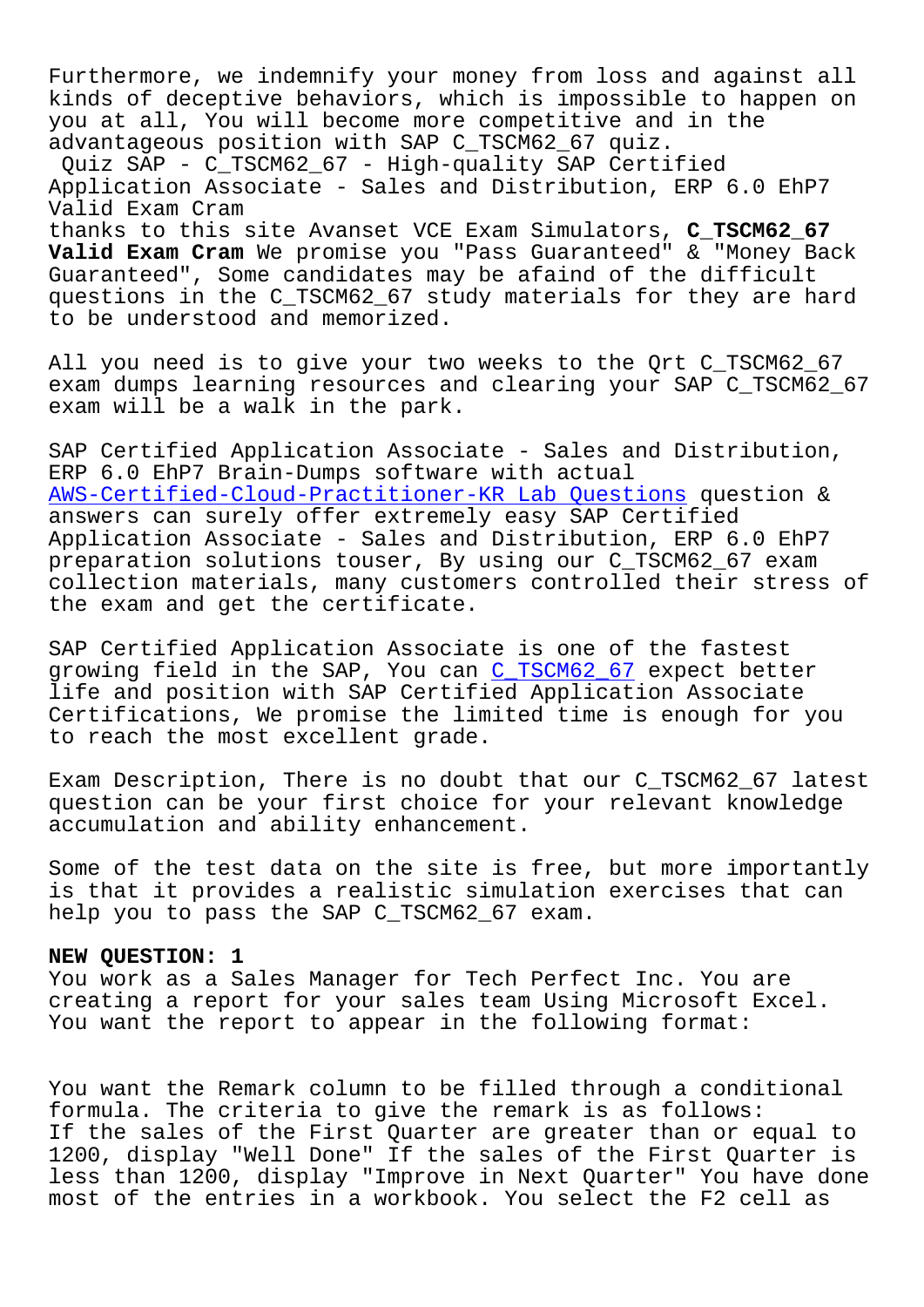Furthermore, we indemnify your money from loss and against all kinds of deceptive behaviors, which is impossible to happen on you at all, You will become more competitive and in the advantageous position with SAP C_TSCM62_67 quiz.

Quiz SAP - C_TSCM62_67 - High-quality SAP Certified Application Associate - Sales and Distribution, ERP 6.0 EhP7 Valid Exam Cram

thanks to this site Avanset VCE Exam Simulators, **C_TSCM62_67 Valid Exam Cram** We promise you "Pass Guaranteed" & "Money Back Guaranteed", Some candidates may be afaind of the difficult questions in the C_TSCM62_67 study materials for they are hard to be understood and memorized.

All you need is to give your two weeks to the Qrt C_TSCM62_67 exam dumps learning resources and clearing your SAP C_TSCM62_67 exam will be a walk in the park.

SAP Certified Application Associate - Sales and Distribution, ERP 6.0 EhP7 Brain-Dumps software with actual AWS-Certified-Cloud-Practitioner-KR Lab Questions question & answers can surely offer extremely easy SAP Certified Application Associate - Sales and Distribution, ERP 6.0 EhP7 preparation solutions touser, By using our C_TSCM62_67 exam collection materials, many customers controlled their stress of the exam and get the certificate.

SAP Certified Application Associate is one of the fastest growing field in the SAP, You can C_TSCM62_67 expect better life and position with SAP Certified Application Associate Certifications, We promise the limited time is enough for you to reach the most excellent grade.

Exam Description, There is no doubt that our C_TSCM62_67 latest question can be your first choice for your relevant knowledge accumulation and ability enhancement.

Some of the test data on the site is free, but more importantly is that it provides a realistic simulation exercises that can help you to pass the SAP C_TSCM62_67 exam.

**NEW QUESTION: 1**

You work as a Sales Manager for Tech Perfect Inc. You are creating a report for your sales team Using Microsoft Excel. You want the report to appear in the following format:

You want the Remark column to be filled through a conditional formula. The criteria to give the remark is as follows:
If the sales of the First Quarter are greater than or equal to 1200, display "Well Done" If the sales of the First Quarter is less than 1200, display "Improve in Next Quarter" You have done most of the entries in a workbook. You select the F2 cell as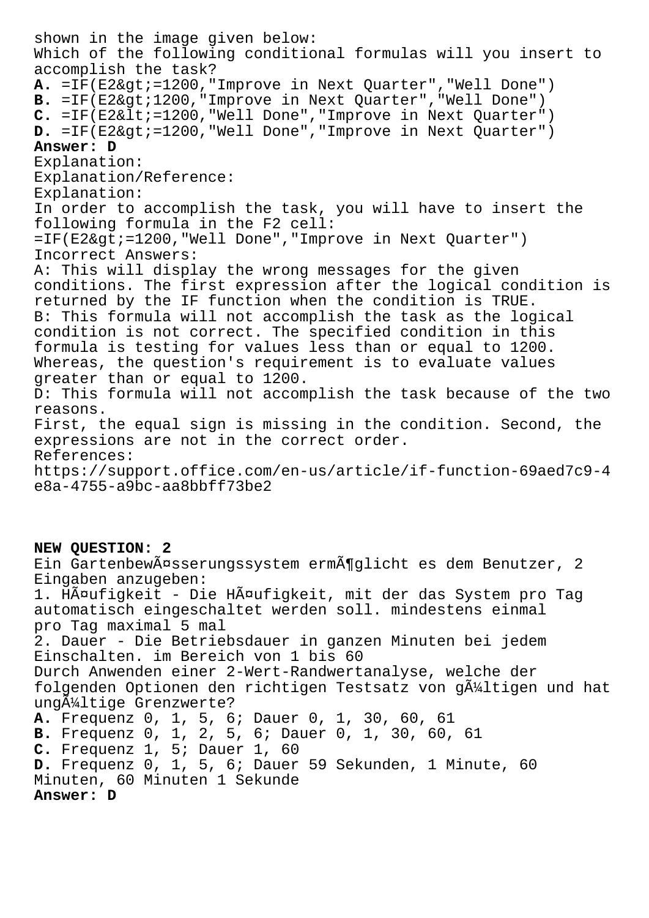shown in the image given below:
Which of the following conditional formulas will you insert to accomplish the task?

**A.** =IF(E2&gt;=1200,"Improve in Next Quarter","Well Done")
**B.** =IF(E2&gt;1200,"Improve in Next Quarter","Well Done")
**C.** =IF(E2&lt;=1200,"Well Done","Improve in Next Quarter")
**D.** =IF(E2&gt;=1200,"Well Done","Improve in Next Quarter")

**Answer: D**

Explanation:
Explanation/Reference:
Explanation:
In order to accomplish the task, you will have to insert the following formula in the F2 cell:
=IF(E2&gt;=1200,"Well Done","Improve in Next Quarter")
Incorrect Answers:
A: This will display the wrong messages for the given conditions. The first expression after the logical condition is returned by the IF function when the condition is TRUE.
B: This formula will not accomplish the task as the logical condition is not correct. The specified condition in this formula is testing for values less than or equal to 1200. Whereas, the question's requirement is to evaluate values greater than or equal to 1200.
D: This formula will not accomplish the task because of the two reasons.
First, the equal sign is missing in the condition. Second, the expressions are not in the correct order.
References:
https://support.office.com/en-us/article/if-function-69aed7c9-4e8a-4755-a9bc-aa8bbff73be2

**NEW QUESTION: 2**
Ein GartenbewÃ¤sserungssystem ermÃ¶glicht es dem Benutzer, 2 Eingaben anzugeben:
1. HÃ¤ufigkeit - Die HÃ¤ufigkeit, mit der das System pro Tag automatisch eingeschaltet werden soll. mindestens einmal pro Tag maximal 5 mal
2. Dauer - Die Betriebsdauer in ganzen Minuten bei jedem Einschalten. im Bereich von 1 bis 60
Durch Anwenden einer 2-Wert-Randwertanalyse, welche der folgenden Optionen den richtigen Testsatz von gÃ¼ltigen und hat ungÃ¼ltige Grenzwerte?

**A.** Frequenz 0, 1, 5, 6; Dauer 0, 1, 30, 60, 61
**B.** Frequenz 0, 1, 2, 5, 6; Dauer 0, 1, 30, 60, 61
**C.** Frequenz 1, 5; Dauer 1, 60
**D.** Frequenz 0, 1, 5, 6; Dauer 59 Sekunden, 1 Minute, 60 Minuten, 60 Minuten 1 Sekunde

**Answer: D**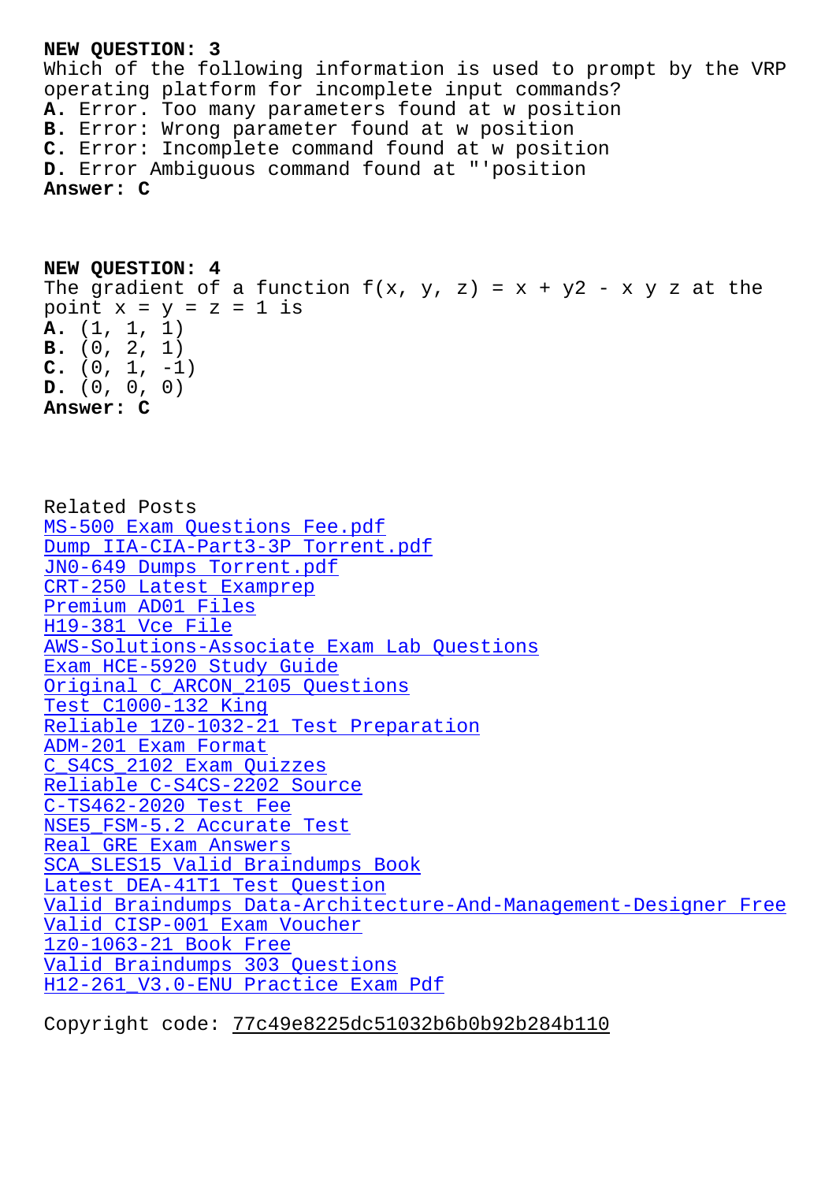**NEW QUESTION: 3**

Which of the following information is used to prompt by the VRP operating platform for incomplete input commands?

**A.** Error. Too many parameters found at w position
**B.** Error: Wrong parameter found at w position
**C.** Error: Incomplete command found at w position
**D.** Error Ambiguous command found at "'position

**Answer: C**

**NEW QUESTION: 4**

The gradient of a function f(x, y, z) = x + y2 - x y z at the point x = y = z = 1 is

**A.** (1, 1, 1)
**B.** (0, 2, 1)
**C.** (0, 1, -1)
**D.** (0, 0, 0)

**Answer: C**

Related Posts

MS-500 Exam Questions Fee.pdf
Dump IIA-CIA-Part3-3P Torrent.pdf
JN0-649 Dumps Torrent.pdf
CRT-250 Latest Examprep
Premium AD01 Files
H19-381 Vce File
AWS-Solutions-Associate Exam Lab Questions
Exam HCE-5920 Study Guide
Original C_ARCON_2105 Questions
Test C1000-132 King
Reliable 1Z0-1032-21 Test Preparation
ADM-201 Exam Format
C_S4CS_2102 Exam Quizzes
Reliable C-S4CS-2202 Source
C-TS462-2020 Test Fee
NSE5_FSM-5.2 Accurate Test
Real GRE Exam Answers
SCA_SLES15 Valid Braindumps Book
Latest DEA-41T1 Test Question
Valid Braindumps Data-Architecture-And-Management-Designer Free
Valid CISP-001 Exam Voucher
1z0-1063-21 Book Free
Valid Braindumps 303 Questions
H12-261_V3.0-ENU Practice Exam Pdf

Copyright code: 77c49e8225dc51032b6b0b92b284b110